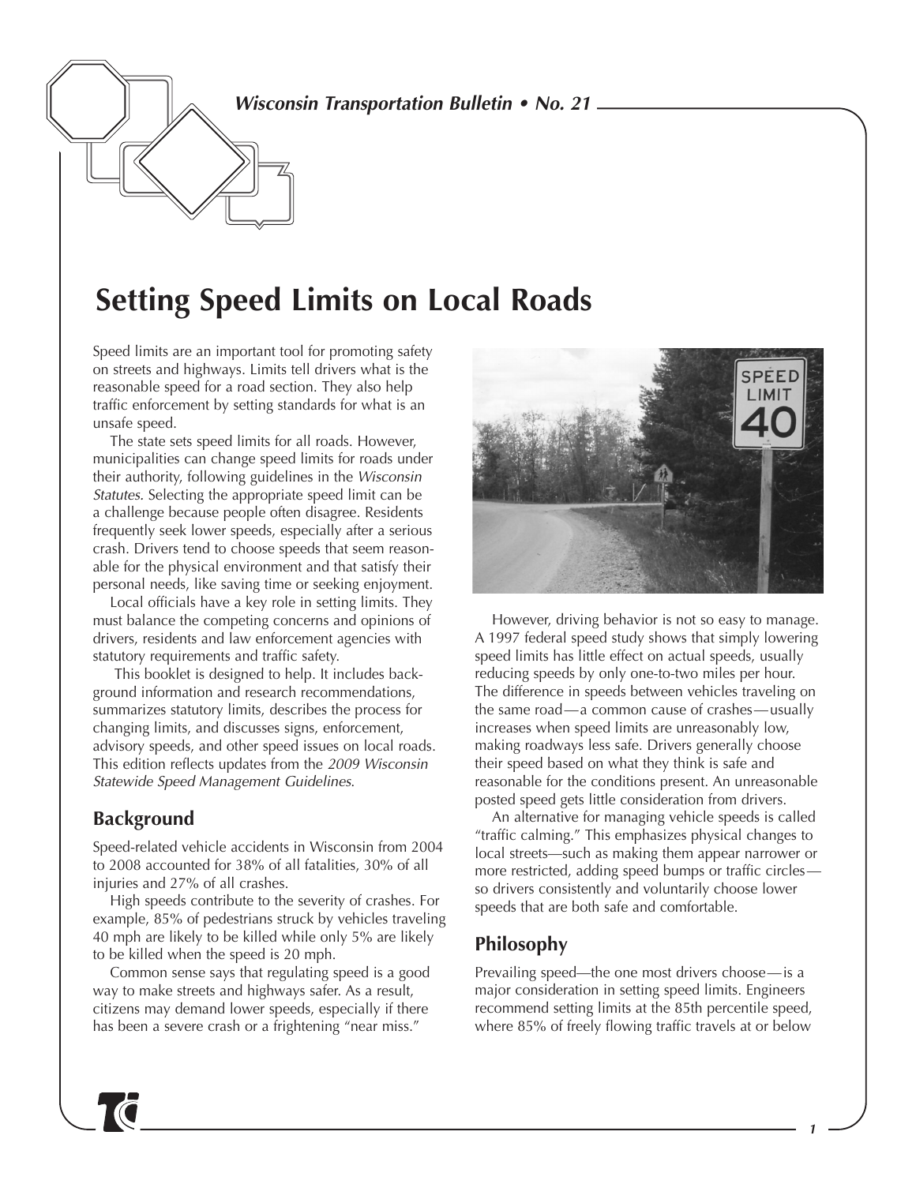# Setting Speed Limits on Local Roads

Speed limits are an important tool for promoting safety on streets and highways. Limits tell drivers what is the reasonable speed for a road section. They also help traffic enforcement by setting standards for what is an unsafe speed.

The state sets speed limits for all roads. However, municipalities can change speed limits for roads under their authority, following guidelines in the *Wisconsin Statutes*. Selecting the appropriate speed limit can be a challenge because people often disagree. Residents frequently seek lower speeds, especially after a serious crash. Drivers tend to choose speeds that seem reasonable for the physical environment and that satisfy their personal needs, like saving time or seeking enjoyment.

Local officials have a key role in setting limits. They must balance the competing concerns and opinions of drivers, residents and law enforcement agencies with statutory requirements and traffic safety.

This booklet is designed to help. It includes background information and research recommendations, summarizes statutory limits, describes the process for changing limits, and discusses signs, enforcement, advisory speeds, and other speed issues on local roads. This edition reflects updates from the *2009 Wisconsin Statewide Speed Management Guidelines*.

## Background

Speed-related vehicle accidents in Wisconsin from 2004 to 2008 accounted for 38% of all fatalities, 30% of all injuries and 27% of all crashes.

High speeds contribute to the severity of crashes. For example, 85% of pedestrians struck by vehicles traveling 40 mph are likely to be killed while only 5% are likely to be killed when the speed is 20 mph.

Common sense says that regulating speed is a good way to make streets and highways safer. As a result, citizens may demand lower speeds, especially if there has been a severe crash or a frightening "near miss."

However, driving behavior is not so easy to manage. A 1997 federal speed study shows that simply lowering speed limits has little effect on actual speeds, usually reducing speeds by only one-to-two miles per hour. The difference in speeds between vehicles traveling on the same road—a common cause of crashes—usually increases when speed limits are unreasonably low, making roadways less safe. Drivers generally choose their speed based on what they think is safe and reasonable for the conditions present. An unreasonable posted speed gets little consideration from drivers.

An alternative for managing vehicle speeds is called "traffic calming." This emphasizes physical changes to local streets—such as making them appear narrower or more restricted, adding speed bumps or traffic circles—so drivers consistently and voluntarily choose lower speeds that are both safe and comfortable.

## Philosophy

Prevailing speed—the one most drivers choose—is a major consideration in setting speed limits. Engineers recommend setting limits at the 85th percentile speed, where 85% of freely flowing traffic travels at or below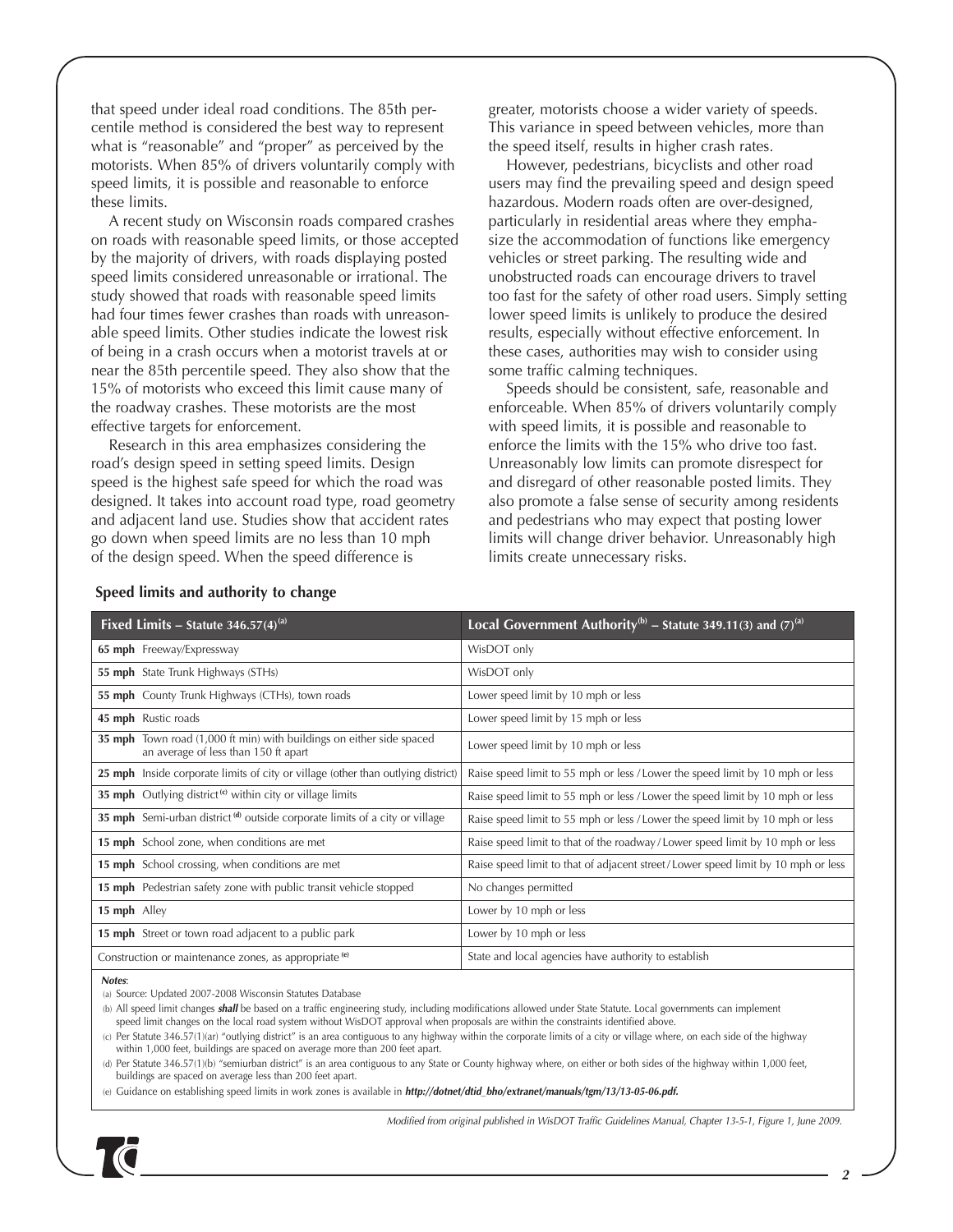that speed under ideal road conditions. The 85th percentile method is considered the best way to represent what is "reasonable" and "proper" as perceived by the motorists. When 85% of drivers voluntarily comply with speed limits, it is possible and reasonable to enforce these limits.

A recent study on Wisconsin roads compared crashes on roads with reasonable speed limits, or those accepted by the majority of drivers, with roads displaying posted speed limits considered unreasonable or irrational. The study showed that roads with reasonable speed limits had four times fewer crashes than roads with unreasonable speed limits. Other studies indicate the lowest risk of being in a crash occurs when a motorist travels at or near the 85th percentile speed. They also show that the 15% of motorists who exceed this limit cause many of the roadway crashes. These motorists are the most effective targets for enforcement.

Research in this area emphasizes considering the road's design speed in setting speed limits. Design speed is the highest safe speed for which the road was designed. It takes into account road type, road geometry and adjacent land use. Studies show that accident rates go down when speed limits are no less than 10 mph of the design speed. When the speed difference is greater, motorists choose a wider variety of speeds. This variance in speed between vehicles, more than the speed itself, results in higher crash rates.

However, pedestrians, bicyclists and other road users may find the prevailing speed and design speed hazardous. Modern roads often are over-designed, particularly in residential areas where they emphasize the accommodation of functions like emergency vehicles or street parking. The resulting wide and unobstructed roads can encourage drivers to travel too fast for the safety of other road users. Simply setting lower speed limits is unlikely to produce the desired results, especially without effective enforcement. In these cases, authorities may wish to consider using some traffic calming techniques.

Speeds should be consistent, safe, reasonable and enforceable. When 85% of drivers voluntarily comply with speed limits, it is possible and reasonable to enforce the limits with the 15% who drive too fast. Unreasonably low limits can promote disrespect for and disregard of other reasonable posted limits. They also promote a false sense of security among residents and pedestrians who may expect that posting lower limits will change driver behavior. Unreasonably high limits create unnecessary risks.

### Speed limits and authority to change

| Fixed Limits – Statute 346.57(4)[a] | Local Government Authority[b] – Statute 349.11(3) and (7)[a] |
|---|---|
| **65 mph** Freeway/Expressway | WisDOT only |
| **55 mph** State Trunk Highways (STHs) | WisDOT only |
| **55 mph** County Trunk Highways (CTHs), town roads | Lower speed limit by 10 mph or less |
| **45 mph** Rustic roads | Lower speed limit by 15 mph or less |
| **35 mph** Town road (1,000 ft min) with buildings on either side spaced an average of less than 150 ft apart | Lower speed limit by 10 mph or less |
| **25 mph** Inside corporate limits of city or village (other than outlying district) | Raise speed limit to 55 mph or less / Lower the speed limit by 10 mph or less |
| **35 mph** Outlying district[c] within city or village limits | Raise speed limit to 55 mph or less / Lower the speed limit by 10 mph or less |
| **35 mph** Semi-urban district[d] outside corporate limits of a city or village | Raise speed limit to 55 mph or less / Lower the speed limit by 10 mph or less |
| **15 mph** School zone, when conditions are met | Raise speed limit to that of the roadway / Lower speed limit by 10 mph or less |
| **15 mph** School crossing, when conditions are met | Raise speed limit to that of adjacent street / Lower speed limit by 10 mph or less |
| **15 mph** Pedestrian safety zone with public transit vehicle stopped | No changes permitted |
| **15 mph** Alley | Lower by 10 mph or less |
| **15 mph** Street or town road adjacent to a public park | Lower by 10 mph or less |
| Construction or maintenance zones, as appropriate[e] | State and local agencies have authority to establish |

***Notes***:

(a) Source: Updated 2007-2008 Wisconsin Statutes Database

(b) All speed limit changes ***shall*** be based on a traffic engineering study, including modifications allowed under State Statute. Local governments can implement speed limit changes on the local road system without WisDOT approval when proposals are within the constraints identified above.

(c) Per Statute 346.57(1)(ar) "outlying district" is an area contiguous to any highway within the corporate limits of a city or village where, on each side of the highway within 1,000 feet, buildings are spaced on average more than 200 feet apart.

(d) Per Statute 346.57(1)(b) "semiurban district" is an area contiguous to any State or County highway where, on either or both sides of the highway within 1,000 feet, buildings are spaced on average less than 200 feet apart.

(e) Guidance on establishing speed limits in work zones is available in ***http://dotnet/dtid_bho/extranet/manuals/tgm/13/13-05-06.pdf.***

*Modified from original published in WisDOT Traffic Guidelines Manual, Chapter 13-5-1, Figure 1, June 2009.*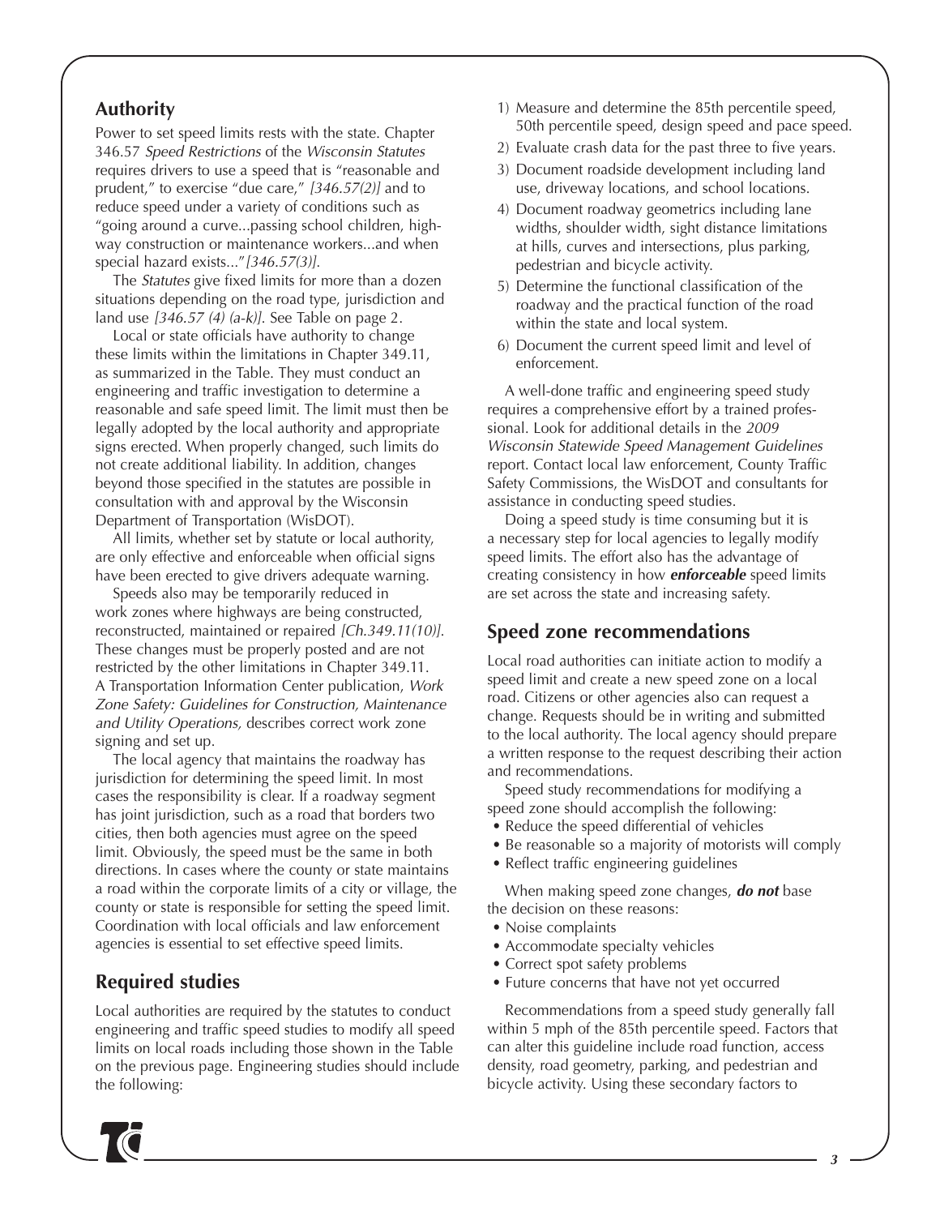## Authority

Power to set speed limits rests with the state. Chapter 346.57 *Speed Restrictions* of the *Wisconsin Statutes* requires drivers to use a speed that is "reasonable and prudent," to exercise "due care," *[346.57(2)]* and to reduce speed under a variety of conditions such as "going around a curve...passing school children, highway construction or maintenance workers...and when special hazard exists..."*[346.57(3)]*.

The *Statutes* give fixed limits for more than a dozen situations depending on the road type, jurisdiction and land use *[346.57 (4) (a-k)]*. See Table on page 2.

Local or state officials have authority to change these limits within the limitations in Chapter 349.11, as summarized in the Table. They must conduct an engineering and traffic investigation to determine a reasonable and safe speed limit. The limit must then be legally adopted by the local authority and appropriate signs erected. When properly changed, such limits do not create additional liability. In addition, changes beyond those specified in the statutes are possible in consultation with and approval by the Wisconsin Department of Transportation (WisDOT).

All limits, whether set by statute or local authority, are only effective and enforceable when official signs have been erected to give drivers adequate warning.

Speeds also may be temporarily reduced in work zones where highways are being constructed, reconstructed, maintained or repaired *[Ch.349.11(10)]*. These changes must be properly posted and are not restricted by the other limitations in Chapter 349.11. A Transportation Information Center publication, *Work Zone Safety: Guidelines for Construction, Maintenance and Utility Operations,* describes correct work zone signing and set up.

The local agency that maintains the roadway has jurisdiction for determining the speed limit. In most cases the responsibility is clear. If a roadway segment has joint jurisdiction, such as a road that borders two cities, then both agencies must agree on the speed limit. Obviously, the speed must be the same in both directions. In cases where the county or state maintains a road within the corporate limits of a city or village, the county or state is responsible for setting the speed limit. Coordination with local officials and law enforcement agencies is essential to set effective speed limits.

## Required studies

Local authorities are required by the statutes to conduct engineering and traffic speed studies to modify all speed limits on local roads including those shown in the Table on the previous page. Engineering studies should include the following:

1) Measure and determine the 85th percentile speed, 50th percentile speed, design speed and pace speed.
2) Evaluate crash data for the past three to five years.
3) Document roadside development including land use, driveway locations, and school locations.
4) Document roadway geometrics including lane widths, shoulder width, sight distance limitations at hills, curves and intersections, plus parking, pedestrian and bicycle activity.
5) Determine the functional classification of the roadway and the practical function of the road within the state and local system.
6) Document the current speed limit and level of enforcement.

A well-done traffic and engineering speed study requires a comprehensive effort by a trained professional. Look for additional details in the *2009 Wisconsin Statewide Speed Management Guidelines* report. Contact local law enforcement, County Traffic Safety Commissions, the WisDOT and consultants for assistance in conducting speed studies.

Doing a speed study is time consuming but it is a necessary step for local agencies to legally modify speed limits. The effort also has the advantage of creating consistency in how ***enforceable*** speed limits are set across the state and increasing safety.

## Speed zone recommendations

Local road authorities can initiate action to modify a speed limit and create a new speed zone on a local road. Citizens or other agencies also can request a change. Requests should be in writing and submitted to the local authority. The local agency should prepare a written response to the request describing their action and recommendations.

Speed study recommendations for modifying a speed zone should accomplish the following:

- Reduce the speed differential of vehicles
- Be reasonable so a majority of motorists will comply
- Reflect traffic engineering guidelines

When making speed zone changes, ***do not*** base the decision on these reasons:

- Noise complaints
- Accommodate specialty vehicles
- Correct spot safety problems
- Future concerns that have not yet occurred

Recommendations from a speed study generally fall within 5 mph of the 85th percentile speed. Factors that can alter this guideline include road function, access density, road geometry, parking, and pedestrian and bicycle activity. Using these secondary factors to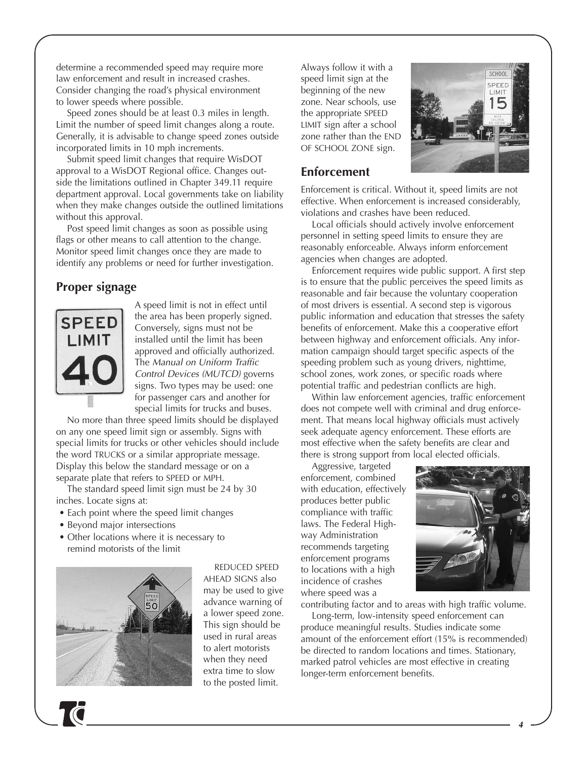determine a recommended speed may require more law enforcement and result in increased crashes. Consider changing the road's physical environment to lower speeds where possible.

Speed zones should be at least 0.3 miles in length. Limit the number of speed limit changes along a route. Generally, it is advisable to change speed zones outside incorporated limits in 10 mph increments.

Submit speed limit changes that require WisDOT approval to a WisDOT Regional office. Changes outside the limitations outlined in Chapter 349.11 require department approval. Local governments take on liability when they make changes outside the outlined limitations without this approval.

Post speed limit changes as soon as possible using flags or other means to call attention to the change. Monitor speed limit changes once they are made to identify any problems or need for further investigation.

## Proper signage

A speed limit is not in effect until the area has been properly signed. Conversely, signs must not be installed until the limit has been approved and officially authorized. The *Manual on Uniform Traffic Control Devices (MUTCD)* governs signs. Two types may be used: one for passenger cars and another for special limits for trucks and buses.

No more than three speed limits should be displayed on any one speed limit sign or assembly. Signs with special limits for trucks or other vehicles should include the word TRUCKS or a similar appropriate message. Display this below the standard message or on a separate plate that refers to SPEED or MPH.

The standard speed limit sign must be 24 by 30 inches. Locate signs at:

- Each point where the speed limit changes
- Beyond major intersections
- Other locations where it is necessary to remind motorists of the limit

REDUCED SPEED AHEAD SIGNS also may be used to give advance warning of a lower speed zone. This sign should be used in rural areas to alert motorists when they need extra time to slow to the posted limit. Always follow it with a speed limit sign at the beginning of the new zone. Near schools, use the appropriate SPEED LIMIT sign after a school zone rather than the END OF SCHOOL ZONE sign.

## Enforcement

Enforcement is critical. Without it, speed limits are not effective. When enforcement is increased considerably, violations and crashes have been reduced.

Local officials should actively involve enforcement personnel in setting speed limits to ensure they are reasonably enforceable. Always inform enforcement agencies when changes are adopted.

Enforcement requires wide public support. A first step is to ensure that the public perceives the speed limits as reasonable and fair because the voluntary cooperation of most drivers is essential. A second step is vigorous public information and education that stresses the safety benefits of enforcement. Make this a cooperative effort between highway and enforcement officials. Any information campaign should target specific aspects of the speeding problem such as young drivers, nighttime, school zones, work zones, or specific roads where potential traffic and pedestrian conflicts are high.

Within law enforcement agencies, traffic enforcement does not compete well with criminal and drug enforcement. That means local highway officials must actively seek adequate agency enforcement. These efforts are most effective when the safety benefits are clear and there is strong support from local elected officials.

Aggressive, targeted enforcement, combined with education, effectively produces better public compliance with traffic laws. The Federal Highway Administration recommends targeting enforcement programs to locations with a high incidence of crashes where speed was a contributing factor and to areas with high traffic volume.

Long-term, low-intensity speed enforcement can produce meaningful results. Studies indicate some amount of the enforcement effort (15% is recommended) be directed to random locations and times. Stationary, marked patrol vehicles are most effective in creating longer-term enforcement benefits.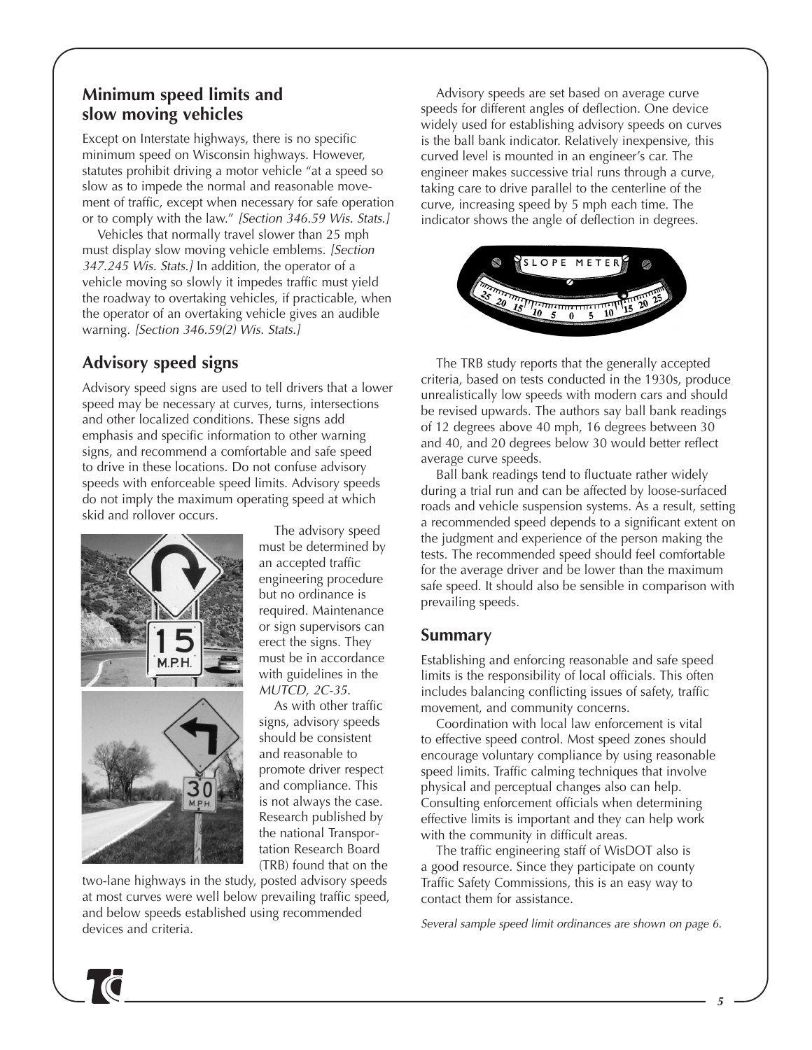## Minimum speed limits and slow moving vehicles

Except on Interstate highways, there is no specific minimum speed on Wisconsin highways. However, statutes prohibit driving a motor vehicle "at a speed so slow as to impede the normal and reasonable movement of traffic, except when necessary for safe operation or to comply with the law." *[Section 346.59 Wis. Stats.]*

Vehicles that normally travel slower than 25 mph must display slow moving vehicle emblems. *[Section 347.245 Wis. Stats.]* In addition, the operator of a vehicle moving so slowly it impedes traffic must yield the roadway to overtaking vehicles, if practicable, when the operator of an overtaking vehicle gives an audible warning. *[Section 346.59(2) Wis. Stats.]*

## Advisory speed signs

Advisory speed signs are used to tell drivers that a lower speed may be necessary at curves, turns, intersections and other localized conditions. These signs add emphasis and specific information to other warning signs, and recommend a comfortable and safe speed to drive in these locations. Do not confuse advisory speeds with enforceable speed limits. Advisory speeds do not imply the maximum operating speed at which skid and rollover occurs.

The advisory speed must be determined by an accepted traffic engineering procedure but no ordinance is required. Maintenance or sign supervisors can erect the signs. They must be in accordance with guidelines in the *MUTCD, 2C-35.*

As with other traffic signs, advisory speeds should be consistent and reasonable to promote driver respect and compliance. This is not always the case. Research published by the national Transportation Research Board (TRB) found that on the two-lane highways in the study, posted advisory speeds at most curves were well below prevailing traffic speed, and below speeds established using recommended devices and criteria.

Advisory speeds are set based on average curve speeds for different angles of deflection. One device widely used for establishing advisory speeds on curves is the ball bank indicator. Relatively inexpensive, this curved level is mounted in an engineer's car. The engineer makes successive trial runs through a curve, taking care to drive parallel to the centerline of the curve, increasing speed by 5 mph each time. The indicator shows the angle of deflection in degrees.

The TRB study reports that the generally accepted criteria, based on tests conducted in the 1930s, produce unrealistically low speeds with modern cars and should be revised upwards. The authors say ball bank readings of 12 degrees above 40 mph, 16 degrees between 30 and 40, and 20 degrees below 30 would better reflect average curve speeds.

Ball bank readings tend to fluctuate rather widely during a trial run and can be affected by loose-surfaced roads and vehicle suspension systems. As a result, setting a recommended speed depends to a significant extent on the judgment and experience of the person making the tests. The recommended speed should feel comfortable for the average driver and be lower than the maximum safe speed. It should also be sensible in comparison with prevailing speeds.

## Summary

Establishing and enforcing reasonable and safe speed limits is the responsibility of local officials. This often includes balancing conflicting issues of safety, traffic movement, and community concerns.

Coordination with local law enforcement is vital to effective speed control. Most speed zones should encourage voluntary compliance by using reasonable speed limits. Traffic calming techniques that involve physical and perceptual changes also can help. Consulting enforcement officials when determining effective limits is important and they can help work with the community in difficult areas.

The traffic engineering staff of WisDOT also is a good resource. Since they participate on county Traffic Safety Commissions, this is an easy way to contact them for assistance.

*Several sample speed limit ordinances are shown on page 6.*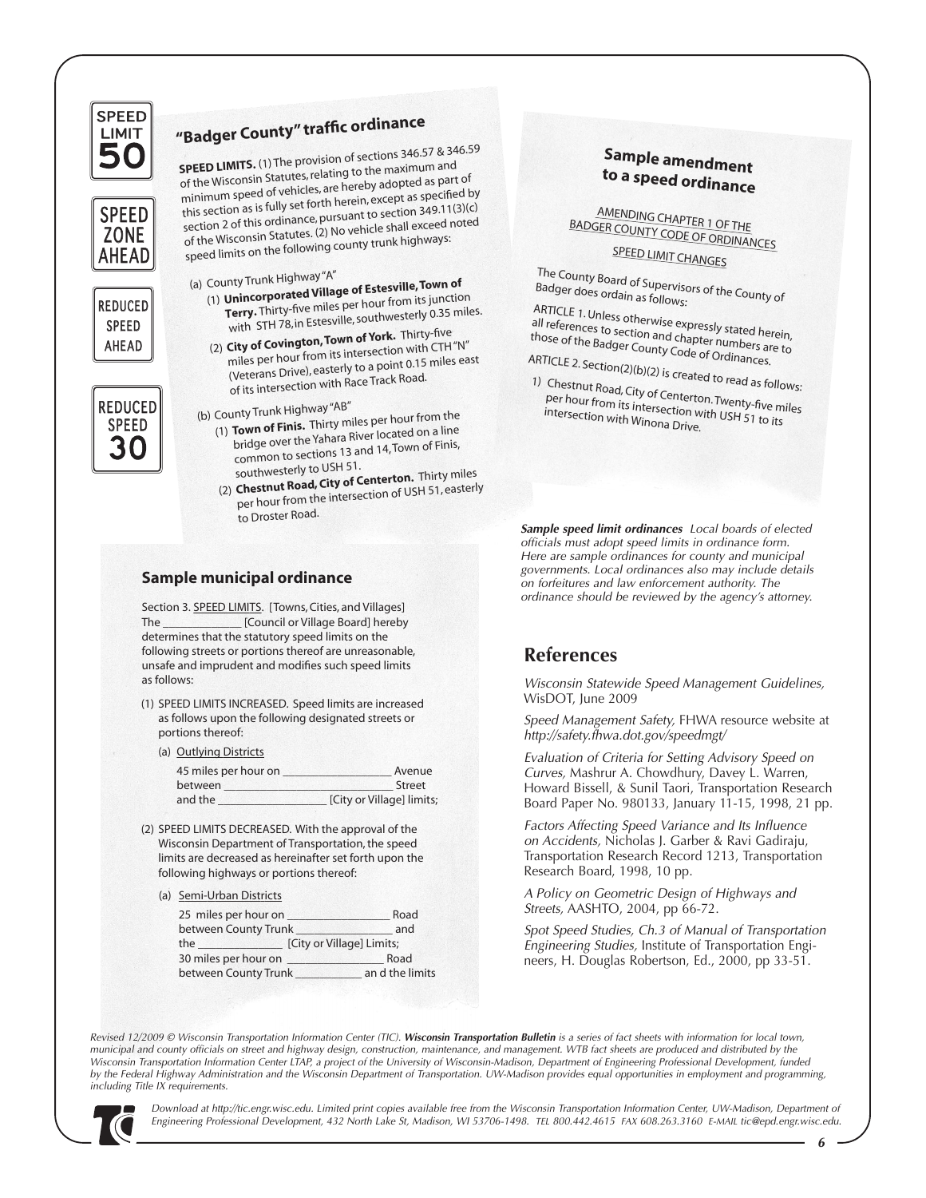SPEED LIMIT 50

SPEED ZONE AHEAD

REDUCED SPEED AHEAD

REDUCED SPEED 30

## "Badger County" traffic ordinance

**SPEED LIMITS.** (1) The provision of sections 346.57 & 346.59 of the Wisconsin Statutes, relating to the maximum and minimum speed of vehicles, are hereby adopted as part of this section as is fully set forth herein, except as specified by section 2 of this ordinance, pursuant to section 349.11(3)(c) of the Wisconsin Statutes. (2) No vehicle shall exceed noted speed limits on the following county trunk highways:

(a) County Trunk Highway "A"

(1) **Unincorporated Village of Estesville, Town of Terry.** Thirty-five miles per hour from its junction with STH 78, in Estesville, southwesterly 0.35 miles.

(2) **City of Covington, Town of York.** Thirty-five miles per hour from its intersection with CTH "N" (Veterans Drive), easterly to a point 0.15 miles east of its intersection with Race Track Road.

(b) County Trunk Highway "AB"

(1) **Town of Finis.** Thirty miles per hour from the bridge over the Yahara River located on a line common to sections 13 and 14, Town of Finis, southwesterly to USH 51.

(2) **Chestnut Road, City of Centerton.** Thirty miles per hour from the intersection of USH 51, easterly to Droster Road.

## Sample amendment to a speed ordinance

AMENDING CHAPTER 1 OF THE BADGER COUNTY CODE OF ORDINANCES

SPEED LIMIT CHANGES

The County Board of Supervisors of the County of Badger does ordain as follows:

ARTICLE 1. Unless otherwise expressly stated herein, all references to section and chapter numbers are to those of the Badger County Code of Ordinances.

ARTICLE 2. Section(2)(b)(2) is created to read as follows:

1) Chestnut Road, City of Centerton. Twenty-five miles per hour from its intersection with USH 51 to its intersection with Winona Drive.

***Sample speed limit ordinances*** *Local boards of elected officials must adopt speed limits in ordinance form. Here are sample ordinances for county and municipal governments. Local ordinances also may include details on forfeitures and law enforcement authority. The ordinance should be reviewed by the agency's attorney.*

## Sample municipal ordinance

Section 3. SPEED LIMITS. [Towns, Cities, and Villages] The ____________ [Council or Village Board] hereby determines that the statutory speed limits on the following streets or portions thereof are unreasonable, unsafe and imprudent and modifies such speed limits as follows:

(1) SPEED LIMITS INCREASED. Speed limits are increased as follows upon the following designated streets or portions thereof:

(a) Outlying Districts

45 miles per hour on _________________ Avenue
between ___________________________ Street
and the _________________ [City or Village] limits;

(2) SPEED LIMITS DECREASED. With the approval of the Wisconsin Department of Transportation, the speed limits are decreased as hereinafter set forth upon the following highways or portions thereof:

(a) Semi-Urban Districts

25 miles per hour on ________________ Road
between County Trunk ________________ and
the _____________ [City or Village] Limits;
30 miles per hour on ________________ Road
between County Trunk ___________ an d the limits

## References

*Wisconsin Statewide Speed Management Guidelines,* WisDOT, June 2009

*Speed Management Safety,* FHWA resource website at *http://safety.fhwa.dot.gov/speedmgt/*

*Evaluation of Criteria for Setting Advisory Speed on Curves,* Mashrur A. Chowdhury, Davey L. Warren, Howard Bissell, & Sunil Taori, Transportation Research Board Paper No. 980133, January 11-15, 1998, 21 pp.

*Factors Affecting Speed Variance and Its Influence on Accidents,* Nicholas J. Garber & Ravi Gadiraju, Transportation Research Record 1213, Transportation Research Board, 1998, 10 pp.

*A Policy on Geometric Design of Highways and Streets,* AASHTO, 2004, pp 66-72.

*Spot Speed Studies, Ch.3 of Manual of Transportation Engineering Studies,* Institute of Transportation Engineers, H. Douglas Robertson, Ed., 2000, pp 33-51.

*Revised 12/2009 © Wisconsin Transportation Information Center (TIC).* ***Wisconsin Transportation Bulletin*** *is a series of fact sheets with information for local town, municipal and county officials on street and highway design, construction, maintenance, and management. WTB fact sheets are produced and distributed by the Wisconsin Transportation Information Center LTAP, a project of the University of Wisconsin-Madison, Department of Engineering Professional Development, funded by the Federal Highway Administration and the Wisconsin Department of Transportation. UW-Madison provides equal opportunities in employment and programming, including Title IX requirements.*

*Download at http://tic.engr.wisc.edu. Limited print copies available free from the Wisconsin Transportation Information Center, UW-Madison, Department of Engineering Professional Development, 432 North Lake St, Madison, WI 53706-1498. TEL 800.442.4615 FAX 608.263.3160 E-MAIL tic@epd.engr.wisc.edu.*